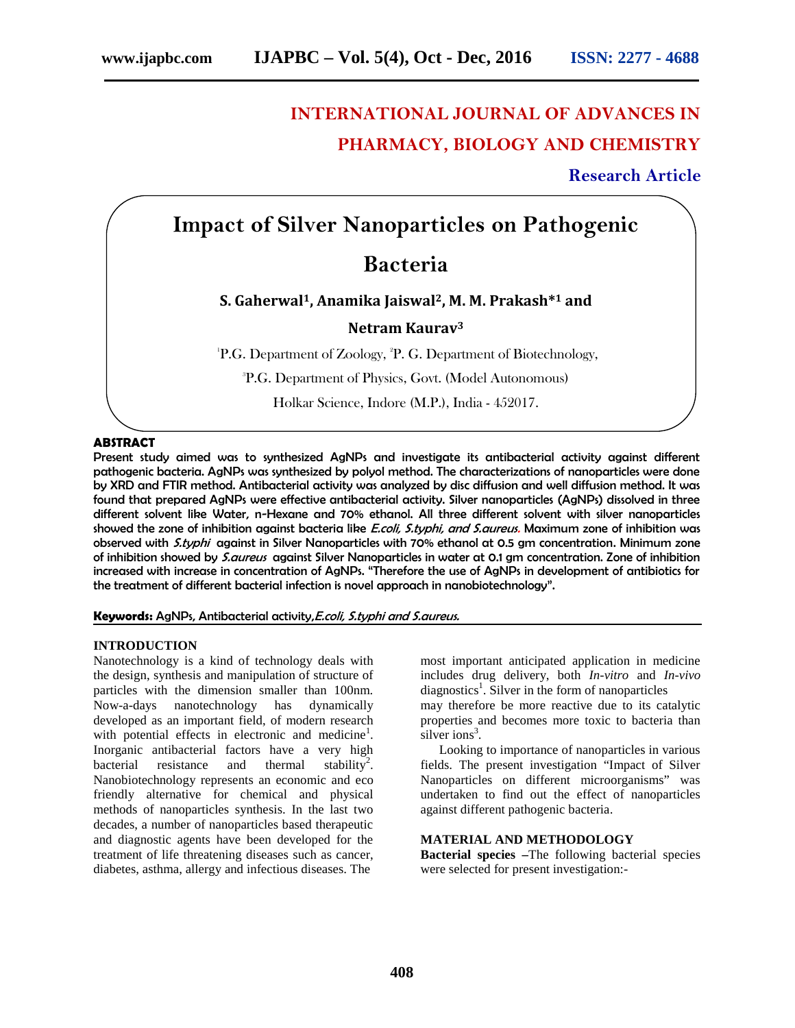# INTERNATIONAL JOURNAL OF ADVANCES IN PHARMACY, BIOLOGY AND CHEMISTRY

**Research Article**

# Impact of Silver Nanoparticles on Pathogenic Bacteria

**S. Gaherwal[1], Anamika Jaiswal[2], M. M. Prakash*[1] and Netram Kaurav[3]**

[1]P.G. Department of Zoology, [2]P. G. Department of Biotechnology,

[3]P.G. Department of Physics, Govt. (Model Autonomous)

Holkar Science, Indore (M.P.), India - 452017.

## ABSTRACT

Present study aimed was to synthesized AgNPs and investigate its antibacterial activity against different pathogenic bacteria. AgNPs was synthesized by polyol method. The characterizations of nanoparticles were done by XRD and FTIR method. Antibacterial activity was analyzed by disc diffusion and well diffusion method. It was found that prepared AgNPs were effective antibacterial activity. Silver nanoparticles (AgNPs) dissolved in three different solvent like Water, n-Hexane and 70% ethanol. All three different solvent with silver nanoparticles showed the zone of inhibition against bacteria like *E.coli, S.typhi, and S.aureus*. Maximum zone of inhibition was observed with *S.typhi* against in Silver Nanoparticles with 70% ethanol at 0.5 gm concentration. Minimum zone of inhibition showed by *S.aureus* against Silver Nanoparticles in water at 0.1 gm concentration. Zone of inhibition increased with increase in concentration of AgNPs. "Therefore the use of AgNPs in development of antibiotics for the treatment of different bacterial infection is novel approach in nanobiotechnology".

**Keywords:** AgNPs, Antibacterial activity,*E.coli, S.typhi and S.aureus.*

## INTRODUCTION

Nanotechnology is a kind of technology deals with the design, synthesis and manipulation of structure of particles with the dimension smaller than 100nm. Now-a-days nanotechnology has dynamically developed as an important field, of modern research with potential effects in electronic and medicine[1]. Inorganic antibacterial factors have a very high bacterial resistance and thermal stability[2]. Nanobiotechnology represents an economic and eco friendly alternative for chemical and physical methods of nanoparticles synthesis. In the last two decades, a number of nanoparticles based therapeutic and diagnostic agents have been developed for the treatment of life threatening diseases such as cancer, diabetes, asthma, allergy and infectious diseases. The most important anticipated application in medicine includes drug delivery, both *In-vitro* and *In-vivo* diagnostics[1]. Silver in the form of nanoparticles may therefore be more reactive due to its catalytic properties and becomes more toxic to bacteria than silver ions[3].

Looking to importance of nanoparticles in various fields. The present investigation "Impact of Silver Nanoparticles on different microorganisms" was undertaken to find out the effect of nanoparticles against different pathogenic bacteria.

## MATERIAL AND METHODOLOGY

**Bacterial species –**The following bacterial species were selected for present investigation:-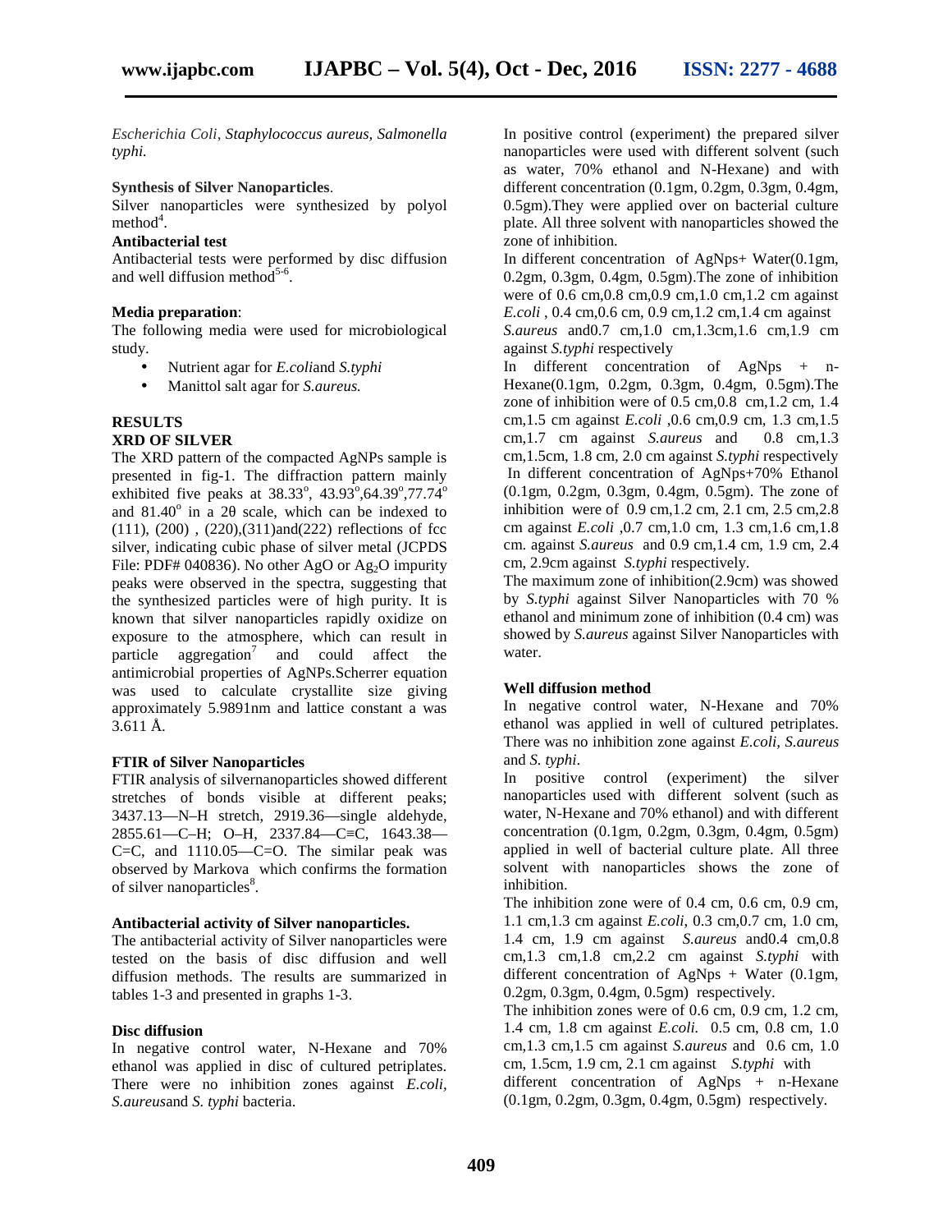*Escherichia Coli, Staphylococcus aureus, Salmonella typhi.*

**Synthesis of Silver Nanoparticles**.

Silver nanoparticles were synthesized by polyol method[4].

**Antibacterial test**

Antibacterial tests were performed by disc diffusion and well diffusion method[5-6].

**Media preparation**:

The following media were used for microbiological study.

- Nutrient agar for *E.coli*and *S.typhi*
- Manittol salt agar for *S.aureus.*

**RESULTS**

**XRD OF SILVER**

The XRD pattern of the compacted AgNPs sample is presented in fig-1. The diffraction pattern mainly exhibited five peaks at $38.33^o$, $43.93^o$, $64.39^o$, $77.74^o$ and $81.40^o$ in a 2θ scale, which can be indexed to (111), (200) , (220),(311)and(222) reflections of fcc silver, indicating cubic phase of silver metal (JCPDS File: PDF# 040836). No other AgO or $Ag_2O$ impurity peaks were observed in the spectra, suggesting that the synthesized particles were of high purity. It is known that silver nanoparticles rapidly oxidize on exposure to the atmosphere, which can result in particle aggregation[7] and could affect the antimicrobial properties of AgNPs.Scherrer equation was used to calculate crystallite size giving approximately 5.9891nm and lattice constant a was 3.611 Å.

**FTIR of Silver Nanoparticles**

FTIR analysis of silvernanoparticles showed different stretches of bonds visible at different peaks; 3437.13—N–H stretch, 2919.36—single aldehyde, 2855.61—C–H; O–H, 2337.84—C≡C, 1643.38—C=C, and 1110.05—C=O. The similar peak was observed by Markova which confirms the formation of silver nanoparticles[8].

**Antibacterial activity of Silver nanoparticles.**

The antibacterial activity of Silver nanoparticles were tested on the basis of disc diffusion and well diffusion methods. The results are summarized in tables 1-3 and presented in graphs 1-3.

**Disc diffusion**

In negative control water, N-Hexane and 70% ethanol was applied in disc of cultured petriplates. There were no inhibition zones against *E.coli, S.aureus*and *S. typhi* bacteria.

In positive control (experiment) the prepared silver nanoparticles were used with different solvent (such as water, 70% ethanol and N-Hexane) and with different concentration (0.1gm, 0.2gm, 0.3gm, 0.4gm, 0.5gm).They were applied over on bacterial culture plate. All three solvent with nanoparticles showed the zone of inhibition.

In different concentration of AgNps+ Water(0.1gm, 0.2gm, 0.3gm, 0.4gm, 0.5gm).The zone of inhibition were of 0.6 cm,0.8 cm,0.9 cm,1.0 cm,1.2 cm against *E.coli* , 0.4 cm,0.6 cm, 0.9 cm,1.2 cm,1.4 cm against *S.aureus* and0.7 cm,1.0 cm,1.3cm,1.6 cm,1.9 cm against *S.typhi* respectively

In different concentration of AgNps + n-Hexane(0.1gm, 0.2gm, 0.3gm, 0.4gm, 0.5gm).The zone of inhibition were of 0.5 cm,0.8 cm,1.2 cm, 1.4 cm,1.5 cm against *E.coli* ,0.6 cm,0.9 cm, 1.3 cm,1.5 cm,1.7 cm against *S.aureus* and 0.8 cm,1.3 cm,1.5cm, 1.8 cm, 2.0 cm against *S.typhi* respectively

In different concentration of AgNps+70% Ethanol (0.1gm, 0.2gm, 0.3gm, 0.4gm, 0.5gm). The zone of inhibition were of 0.9 cm,1.2 cm, 2.1 cm, 2.5 cm,2.8 cm against *E.coli* ,0.7 cm,1.0 cm, 1.3 cm,1.6 cm,1.8 cm. against *S.aureus* and 0.9 cm,1.4 cm, 1.9 cm, 2.4 cm, 2.9cm against *S.typhi* respectively.

The maximum zone of inhibition(2.9cm) was showed by *S.typhi* against Silver Nanoparticles with 70 % ethanol and minimum zone of inhibition (0.4 cm) was showed by *S.aureus* against Silver Nanoparticles with water.

**Well diffusion method**

In negative control water, N-Hexane and 70% ethanol was applied in well of cultured petriplates. There was no inhibition zone against *E.coli, S.aureus* and *S. typhi*.

In positive control (experiment) the silver nanoparticles used with different solvent (such as water, N-Hexane and 70% ethanol) and with different concentration (0.1gm, 0.2gm, 0.3gm, 0.4gm, 0.5gm) applied in well of bacterial culture plate. All three solvent with nanoparticles shows the zone of inhibition.

The inhibition zone were of 0.4 cm, 0.6 cm, 0.9 cm, 1.1 cm,1.3 cm against *E.coli*, 0.3 cm,0.7 cm, 1.0 cm, 1.4 cm, 1.9 cm against *S.aureus* and0.4 cm,0.8 cm,1.3 cm,1.8 cm,2.2 cm against *S.typhi* with different concentration of AgNps + Water (0.1gm, 0.2gm, 0.3gm, 0.4gm, 0.5gm) respectively.

The inhibition zones were of 0.6 cm, 0.9 cm, 1.2 cm, 1.4 cm, 1.8 cm against *E.coli.* 0.5 cm, 0.8 cm, 1.0 cm,1.3 cm,1.5 cm against *S.aureus* and 0.6 cm, 1.0 cm, 1.5cm, 1.9 cm, 2.1 cm against *S.typhi* with different concentration of AgNps + n-Hexane (0.1gm, 0.2gm, 0.3gm, 0.4gm, 0.5gm) respectively.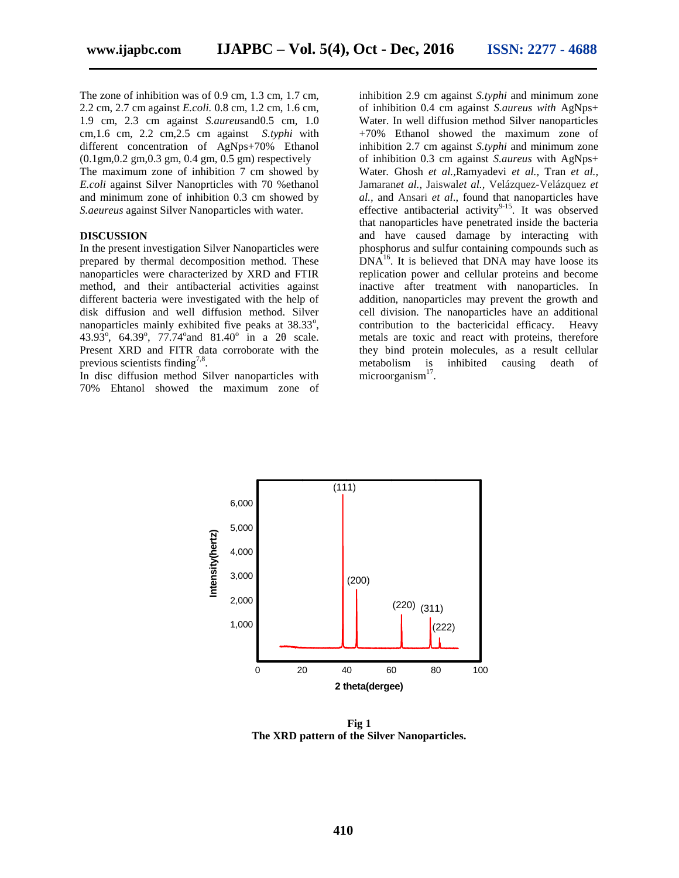The zone of inhibition was of 0.9 cm, 1.3 cm, 1.7 cm, 2.2 cm, 2.7 cm against *E.coli.* 0.8 cm, 1.2 cm, 1.6 cm, 1.9 cm, 2.3 cm against *S.aureus*and0.5 cm, 1.0 cm,1.6 cm, 2.2 cm,2.5 cm against *S.typhi* with different concentration of AgNps+70% Ethanol (0.1gm,0.2 gm,0.3 gm, 0.4 gm, 0.5 gm) respectively

The maximum zone of inhibition 7 cm showed by *E.coli* against Silver Nanoprticles with 70 %ethanol and minimum zone of inhibition 0.3 cm showed by *S.aeureus* against Silver Nanoparticles with water.

## DISCUSSION

In the present investigation Silver Nanoparticles were prepared by thermal decomposition method. These nanoparticles were characterized by XRD and FTIR method, and their antibacterial activities against different bacteria were investigated with the help of disk diffusion and well diffusion method. Silver nanoparticles mainly exhibited five peaks at 38.33$^{o}$, 43.93$^{o}$, 64.39$^{o}$, 77.74$^{o}$and 81.40$^{o}$ in a 2θ scale. Present XRD and FITR data corroborate with the previous scientists finding[7,8].

In disc diffusion method Silver nanoparticles with 70% Ehtanol showed the maximum zone of inhibition 2.9 cm against *S.typhi* and minimum zone of inhibition 0.4 cm against *S.aureus with* AgNps+ Water. In well diffusion method Silver nanoparticles +70% Ethanol showed the maximum zone of inhibition 2.7 cm against *S.typhi* and minimum zone of inhibition 0.3 cm against *S.aureus* with AgNps+ Water. Ghosh *et al.,*Ramyadevi *et al.,* Tran *et al.,* Jamaran*et al.,* Jaiswal*et al.,* Velázquez-Velázquez *et al.,* and Ansari *et al*., found that nanoparticles have effective antibacterial activity[9-15]. It was observed that nanoparticles have penetrated inside the bacteria and have caused damage by interacting with phosphorus and sulfur containing compounds such as DNA[16]. It is believed that DNA may have loose its replication power and cellular proteins and become inactive after treatment with nanoparticles. In addition, nanoparticles may prevent the growth and cell division. The nanoparticles have an additional contribution to the bactericidal efficacy. Heavy metals are toxic and react with proteins, therefore they bind protein molecules, as a result cellular metabolism is inhibited causing death of microorganism[17].

**Fig 1**
**The XRD pattern of the Silver Nanoparticles.**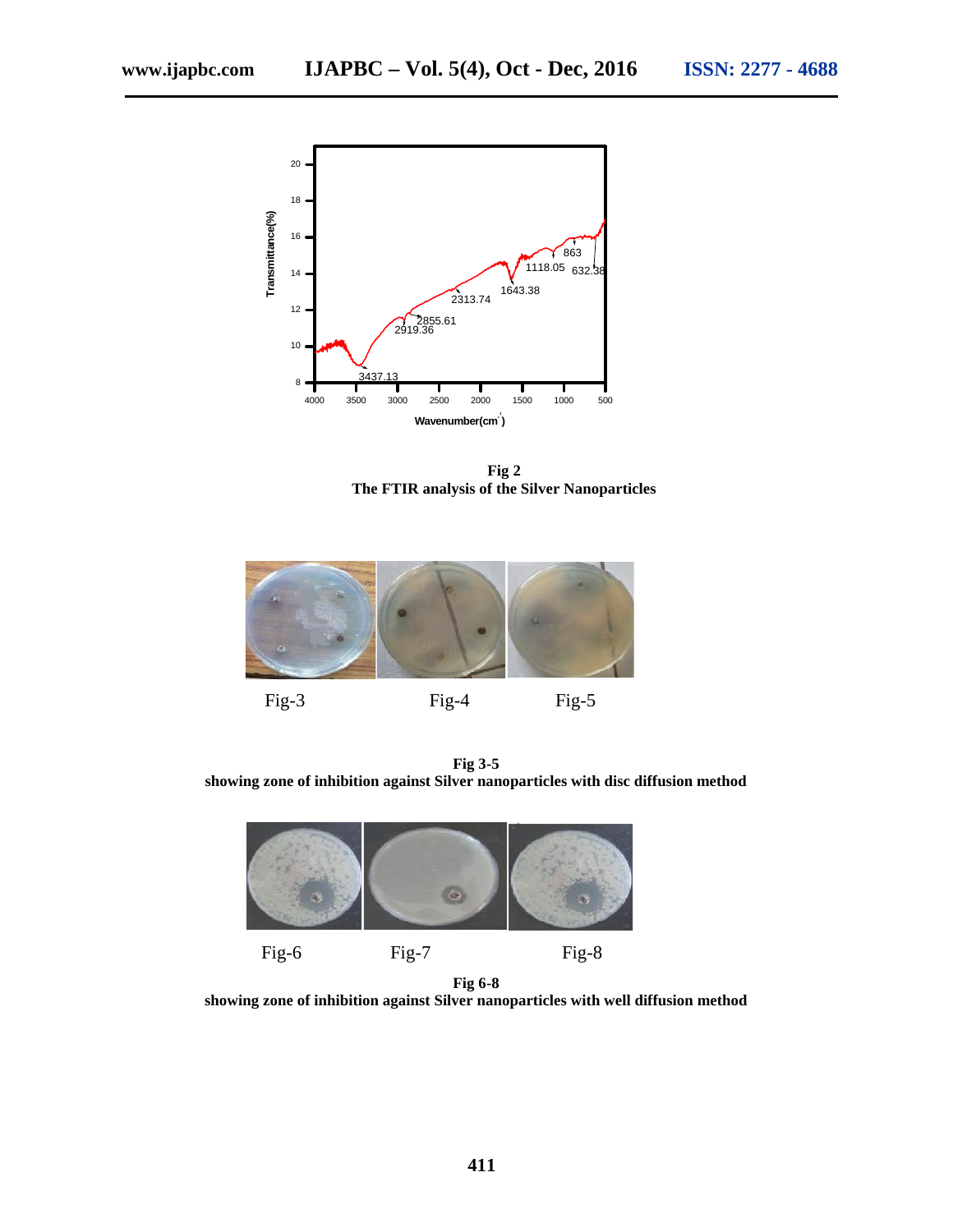**Fig 2**
**The FTIR analysis of the Silver Nanoparticles**

Fig-3 Fig-4 Fig-5

**Fig 3-5**
**showing zone of inhibition against Silver nanoparticles with disc diffusion method**

Fig-6 Fig-7 Fig-8

**Fig 6-8**
**showing zone of inhibition against Silver nanoparticles with well diffusion method**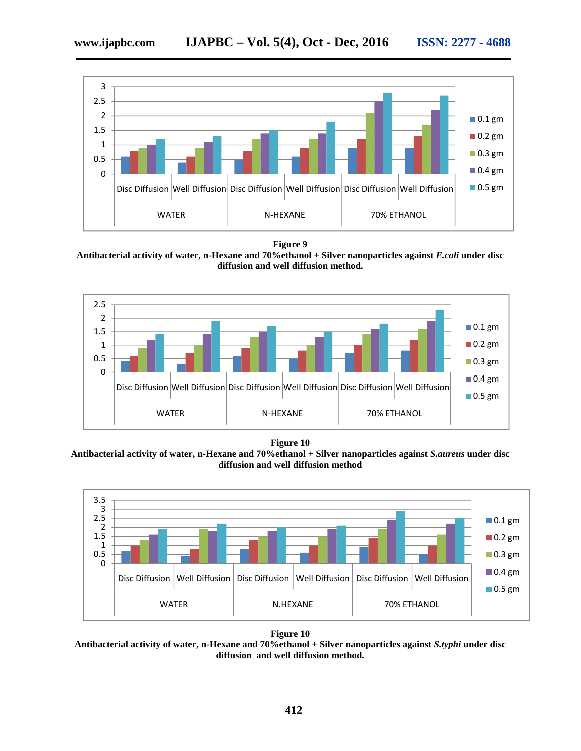**Figure 9**
**Antibacterial activity of water, n-Hexane and 70%ethanol + Silver nanoparticles against *E.coli* under disc diffusion and well diffusion method.**

**Figure 10**
**Antibacterial activity of water, n-Hexane and 70%ethanol + Silver nanoparticles against *S.aureus* under disc diffusion and well diffusion method**

**Figure 10**
**Antibacterial activity of water, n-Hexane and 70%ethanol + Silver nanoparticles against *S.typhi* under disc diffusion and well diffusion method.**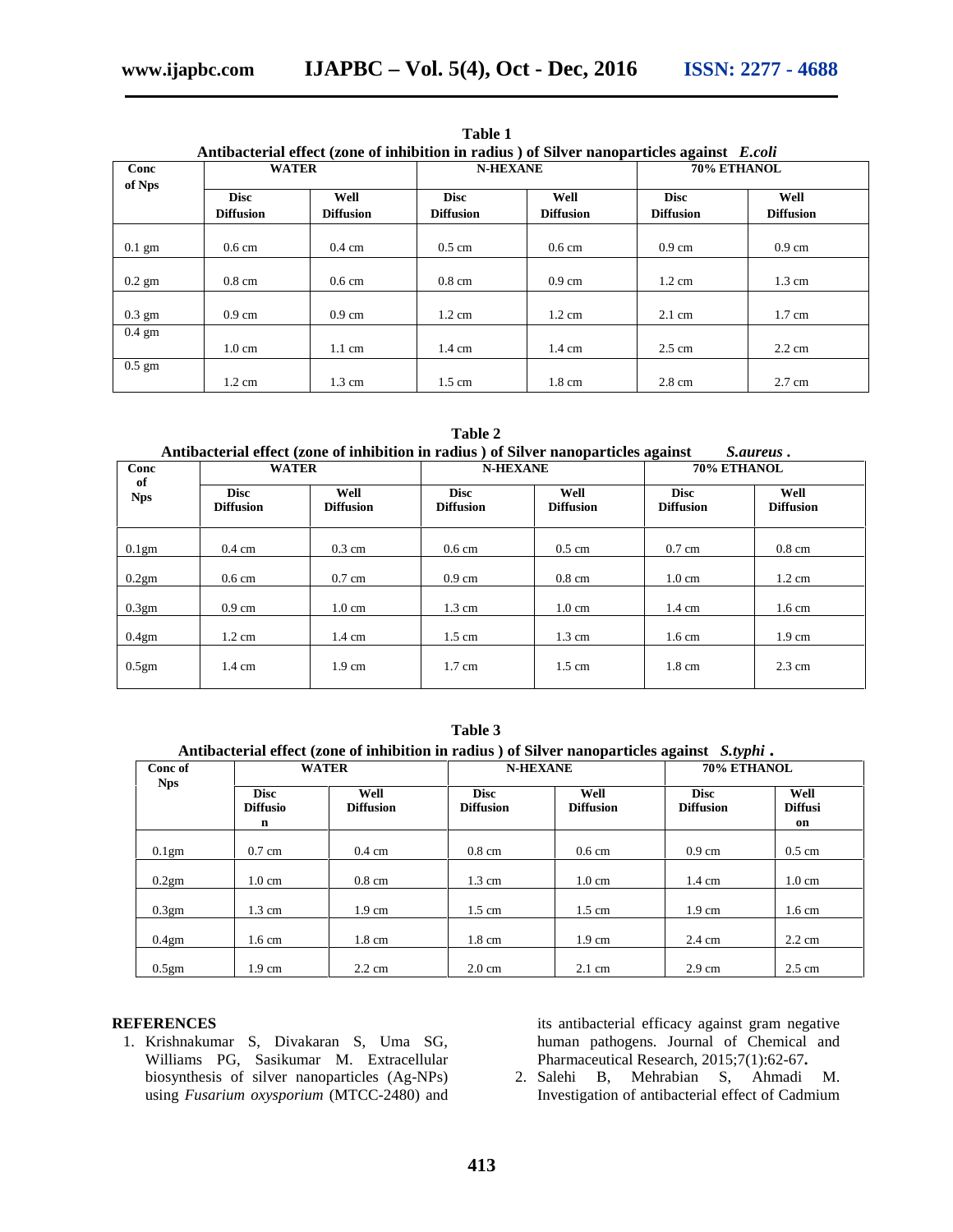**Table 1**

**Antibacterial effect (zone of inhibition in radius ) of Silver nanoparticles against *E.coli***

| Conc of Nps | WATER | | N-HEXANE | | 70% ETHANOL | |
|---|---|---|---|---|---|---|
| | Disc Diffusion | Well Diffusion | Disc Diffusion | Well Diffusion | Disc Diffusion | Well Diffusion |
| 0.1 gm | 0.6 cm | 0.4 cm | 0.5 cm | 0.6 cm | 0.9 cm | 0.9 cm |
| 0.2 gm | 0.8 cm | 0.6 cm | 0.8 cm | 0.9 cm | 1.2 cm | 1.3 cm |
| 0.3 gm | 0.9 cm | 0.9 cm | 1.2 cm | 1.2 cm | 2.1 cm | 1.7 cm |
| 0.4 gm | 1.0 cm | 1.1 cm | 1.4 cm | 1.4 cm | 2.5 cm | 2.2 cm |
| 0.5 gm | 1.2 cm | 1.3 cm | 1.5 cm | 1.8 cm | 2.8 cm | 2.7 cm |

**Table 2**

**Antibacterial effect (zone of inhibition in radius ) of Silver nanoparticles against *S.aureus* .**

| Conc of Nps | WATER | | N-HEXANE | | 70% ETHANOL | |
|---|---|---|---|---|---|---|
| | Disc Diffusion | Well Diffusion | Disc Diffusion | Well Diffusion | Disc Diffusion | Well Diffusion |
| 0.1gm | 0.4 cm | 0.3 cm | 0.6 cm | 0.5 cm | 0.7 cm | 0.8 cm |
| 0.2gm | 0.6 cm | 0.7 cm | 0.9 cm | 0.8 cm | 1.0 cm | 1.2 cm |
| 0.3gm | 0.9 cm | 1.0 cm | 1.3 cm | 1.0 cm | 1.4 cm | 1.6 cm |
| 0.4gm | 1.2 cm | 1.4 cm | 1.5 cm | 1.3 cm | 1.6 cm | 1.9 cm |
| 0.5gm | 1.4 cm | 1.9 cm | 1.7 cm | 1.5 cm | 1.8 cm | 2.3 cm |

**Table 3**

**Antibacterial effect (zone of inhibition in radius ) of Silver nanoparticles against *S.typhi* .**

| Conc of Nps | WATER | | N-HEXANE | | 70% ETHANOL | |
|---|---|---|---|---|---|---|
| | Disc Diffusion | Well Diffusion | Disc Diffusion | Well Diffusion | Disc Diffusion | Well Diffusion |
| 0.1gm | 0.7 cm | 0.4 cm | 0.8 cm | 0.6 cm | 0.9 cm | 0.5 cm |
| 0.2gm | 1.0 cm | 0.8 cm | 1.3 cm | 1.0 cm | 1.4 cm | 1.0 cm |
| 0.3gm | 1.3 cm | 1.9 cm | 1.5 cm | 1.5 cm | 1.9 cm | 1.6 cm |
| 0.4gm | 1.6 cm | 1.8 cm | 1.8 cm | 1.9 cm | 2.4 cm | 2.2 cm |
| 0.5gm | 1.9 cm | 2.2 cm | 2.0 cm | 2.1 cm | 2.9 cm | 2.5 cm |

## REFERENCES

1. Krishnakumar S, Divakaran S, Uma SG, Williams PG, Sasikumar M. Extracellular biosynthesis of silver nanoparticles (Ag-NPs) using *Fusarium oxysporium* (MTCC-2480) and its antibacterial efficacy against gram negative human pathogens. Journal of Chemical and Pharmaceutical Research, 2015;7(1):62-67**.**
2. Salehi B, Mehrabian S, Ahmadi M. Investigation of antibacterial effect of Cadmium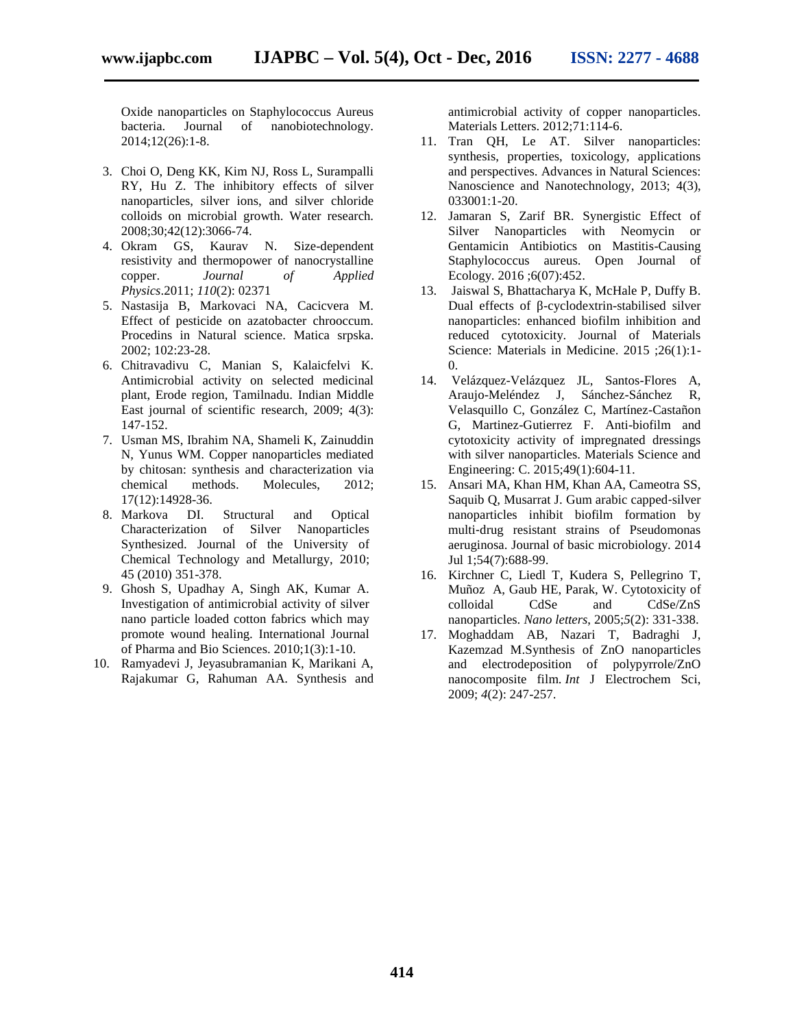Oxide nanoparticles on Staphylococcus Aureus bacteria. Journal of nanobiotechnology. 2014;12(26):1-8.

3. Choi O, Deng KK, Kim NJ, Ross L, Surampalli RY, Hu Z. The inhibitory effects of silver nanoparticles, silver ions, and silver chloride colloids on microbial growth. Water research. 2008;30;42(12):3066-74.
4. Okram GS, Kaurav N. Size-dependent resistivity and thermopower of nanocrystalline copper. *Journal of Applied Physics*.2011; *110*(2): 02371
5. Nastasija B, Markovaci NA, Cacicvera M. Effect of pesticide on azatobacter chrooccum. Procedins in Natural science. Matica srpska. 2002; 102:23-28.
6. Chitravadivu C, Manian S, Kalaicfelvi K. Antimicrobial activity on selected medicinal plant, Erode region, Tamilnadu. Indian Middle East journal of scientific research, 2009; 4(3): 147-152.
7. Usman MS, Ibrahim NA, Shameli K, Zainuddin N, Yunus WM. Copper nanoparticles mediated by chitosan: synthesis and characterization via chemical methods. Molecules, 2012; 17(12):14928-36.
8. Markova DI. Structural and Optical Characterization of Silver Nanoparticles Synthesized. Journal of the University of Chemical Technology and Metallurgy, 2010; 45 (2010) 351-378.
9. Ghosh S, Upadhay A, Singh AK, Kumar A. Investigation of antimicrobial activity of silver nano particle loaded cotton fabrics which may promote wound healing. International Journal of Pharma and Bio Sciences. 2010;1(3):1-10.
10. Ramyadevi J, Jeyasubramanian K, Marikani A, Rajakumar G, Rahuman AA. Synthesis and antimicrobial activity of copper nanoparticles. Materials Letters. 2012;71:114-6.
11. Tran QH, Le AT. Silver nanoparticles: synthesis, properties, toxicology, applications and perspectives. Advances in Natural Sciences: Nanoscience and Nanotechnology, 2013; 4(3), 033001:1-20.
12. Jamaran S, Zarif BR. Synergistic Effect of Silver Nanoparticles with Neomycin or Gentamicin Antibiotics on Mastitis-Causing Staphylococcus aureus. Open Journal of Ecology. 2016 ;6(07):452.
13. Jaiswal S, Bhattacharya K, McHale P, Duffy B. Dual effects of β-cyclodextrin-stabilised silver nanoparticles: enhanced biofilm inhibition and reduced cytotoxicity. Journal of Materials Science: Materials in Medicine. 2015 ;26(1):1-0.
14. Velázquez-Velázquez JL, Santos-Flores A, Araujo-Meléndez J, Sánchez-Sánchez R, Velasquillo C, González C, Martínez-Castañon G, Martinez-Gutierrez F. Anti-biofilm and cytotoxicity activity of impregnated dressings with silver nanoparticles. Materials Science and Engineering: C. 2015;49(1):604-11.
15. Ansari MA, Khan HM, Khan AA, Cameotra SS, Saquib Q, Musarrat J. Gum arabic capped-silver nanoparticles inhibit biofilm formation by multi-drug resistant strains of Pseudomonas aeruginosa. Journal of basic microbiology. 2014 Jul 1;54(7):688-99.
16. Kirchner C, Liedl T, Kudera S, Pellegrino T, Muñoz A, Gaub HE, Parak, W. Cytotoxicity of colloidal CdSe and CdSe/ZnS nanoparticles. *Nano letters*, 2005;*5*(2): 331-338.
17. Moghaddam AB, Nazari T, Badraghi J, Kazemzad M.Synthesis of ZnO nanoparticles and electrodeposition of polypyrrole/ZnO nanocomposite film. *Int* J Electrochem Sci, 2009; *4*(2): 247-257.